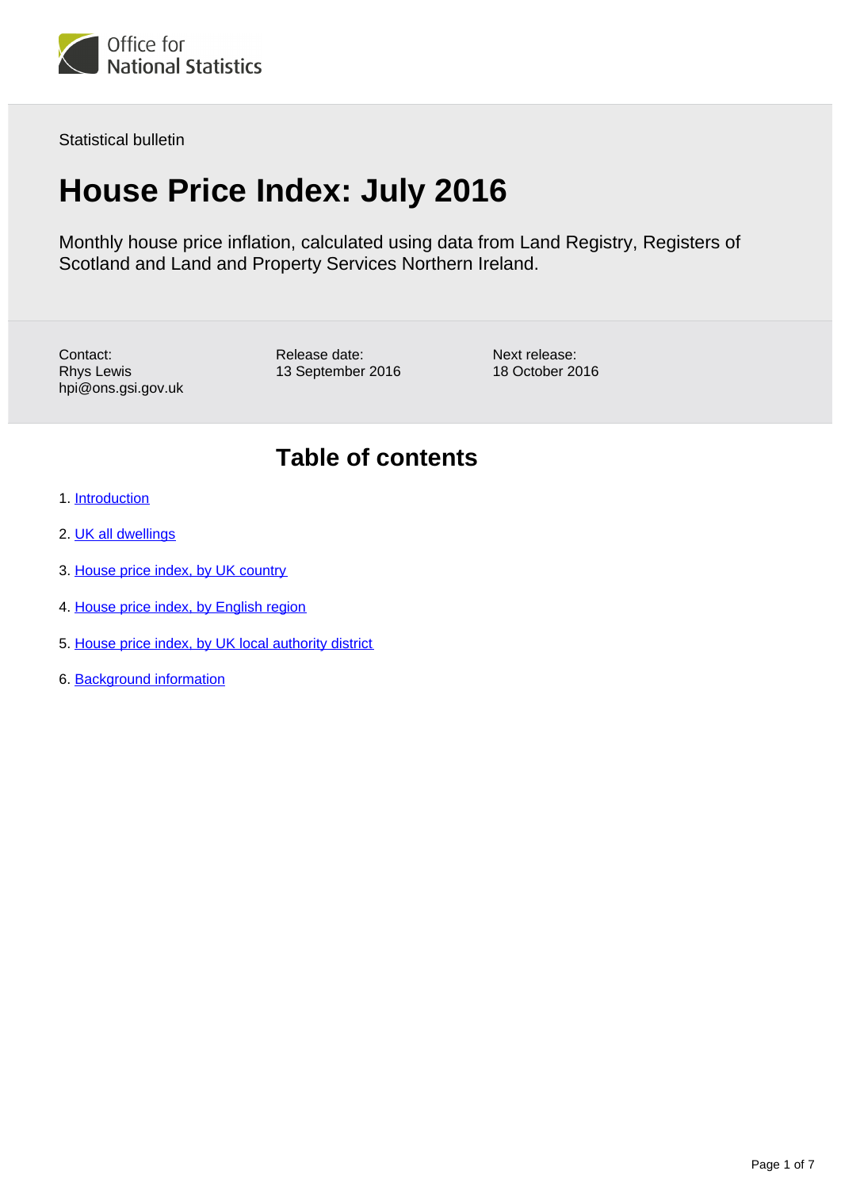Office for National Statistics

Statistical bulletin

# House Price Index: July 2016

Monthly house price inflation, calculated using data from Land Registry, Registers of Scotland and Land and Property Services Northern Ireland.

Contact:
Rhys Lewis
hpi@ons.gsi.gov.uk

Release date:
13 September 2016

Next release:
18 October 2016

## Table of contents

1. Introduction
2. UK all dwellings
3. House price index, by UK country
4. House price index, by English region
5. House price index, by UK local authority district
6. Background information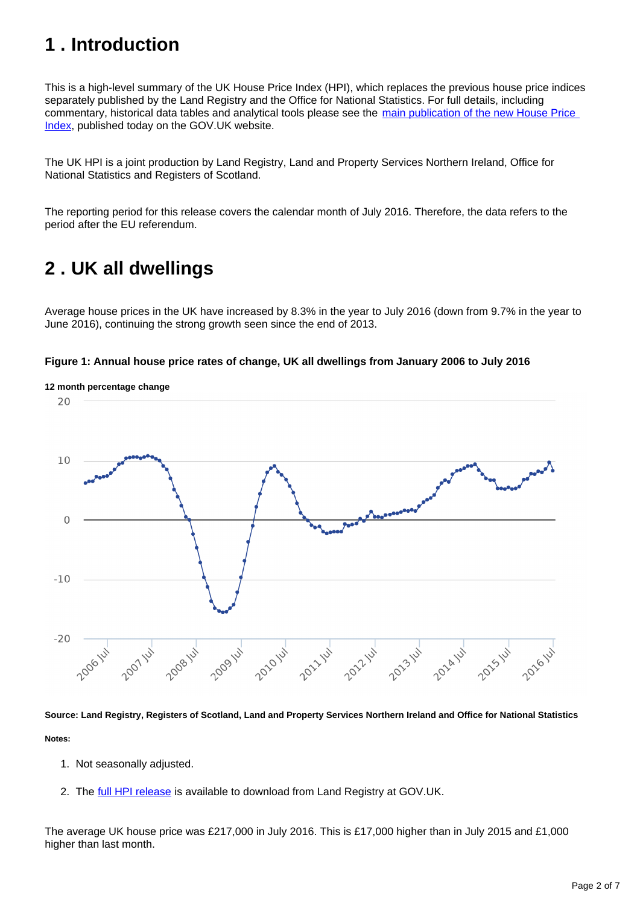# 1 . Introduction

This is a high-level summary of the UK House Price Index (HPI), which replaces the previous house price indices separately published by the Land Registry and the Office for National Statistics. For full details, including commentary, historical data tables and analytical tools please see the [main publication of the new House Price Index](), published today on the GOV.UK website.

The UK HPI is a joint production by Land Registry, Land and Property Services Northern Ireland, Office for National Statistics and Registers of Scotland.

The reporting period for this release covers the calendar month of July 2016. Therefore, the data refers to the period after the EU referendum.

# 2 . UK all dwellings

Average house prices in the UK have increased by 8.3% in the year to July 2016 (down from 9.7% in the year to June 2016), continuing the strong growth seen since the end of 2013.

**Figure 1: Annual house price rates of change, UK all dwellings from January 2006 to July 2016**

**12 month percentage change**

**Source: Land Registry, Registers of Scotland, Land and Property Services Northern Ireland and Office for National Statistics**

**Notes:**

1. Not seasonally adjusted.
2. The [full HPI release]() is available to download from Land Registry at GOV.UK.

The average UK house price was £217,000 in July 2016. This is £17,000 higher than in July 2015 and £1,000 higher than last month.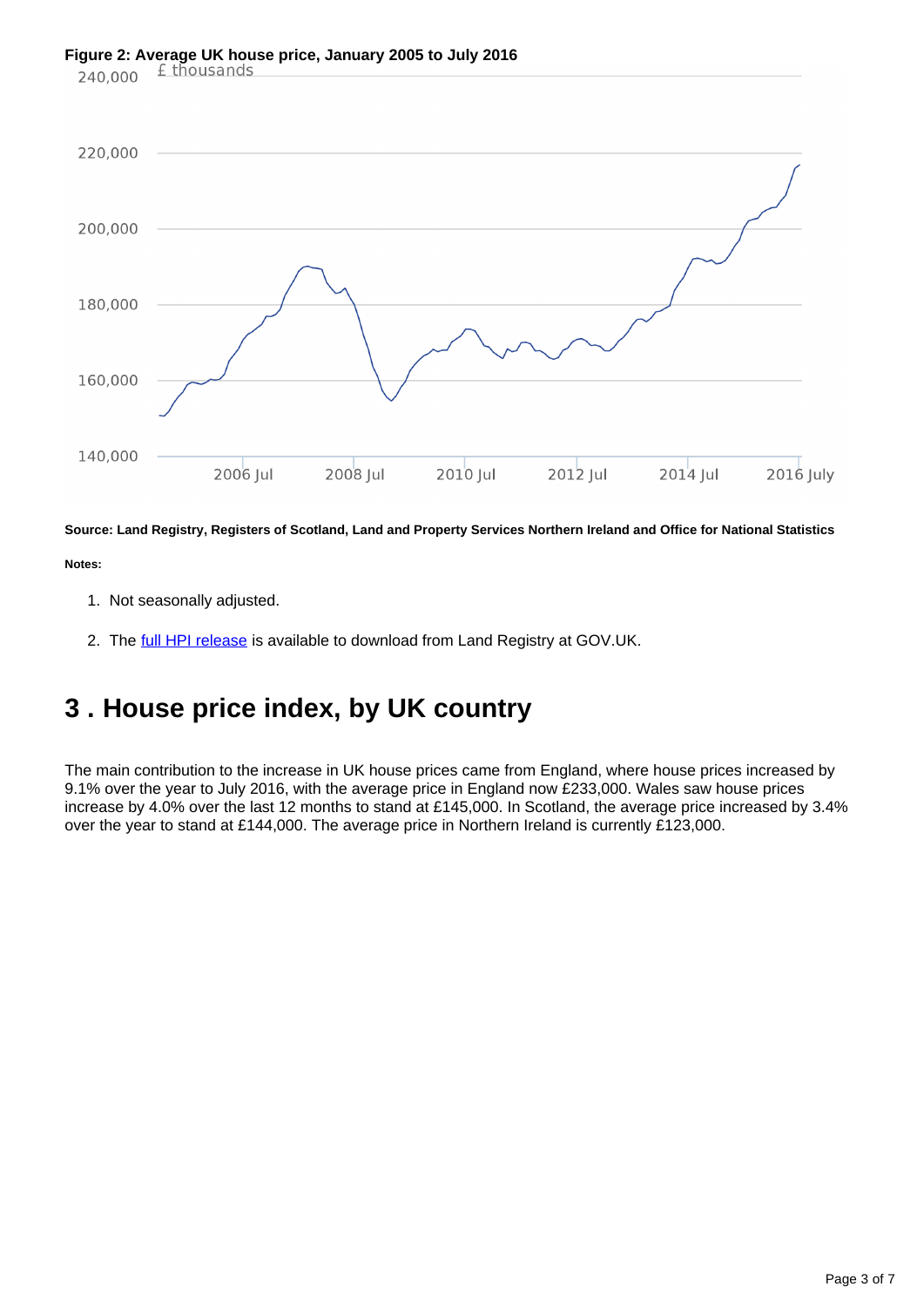**Figure 2: Average UK house price, January 2005 to July 2016**

£ thousands

240,000

220,000

200,000

180,000

160,000

140,000

2006 Jul | 2008 Jul | 2010 Jul | 2012 Jul | 2014 Jul | 2016 July

**Source: Land Registry, Registers of Scotland, Land and Property Services Northern Ireland and Office for National Statistics**

**Notes:**

1. Not seasonally adjusted.
2. The full HPI release is available to download from Land Registry at GOV.UK.

# 3 . House price index, by UK country

The main contribution to the increase in UK house prices came from England, where house prices increased by 9.1% over the year to July 2016, with the average price in England now £233,000. Wales saw house prices increase by 4.0% over the last 12 months to stand at £145,000. In Scotland, the average price increased by 3.4% over the year to stand at £144,000. The average price in Northern Ireland is currently £123,000.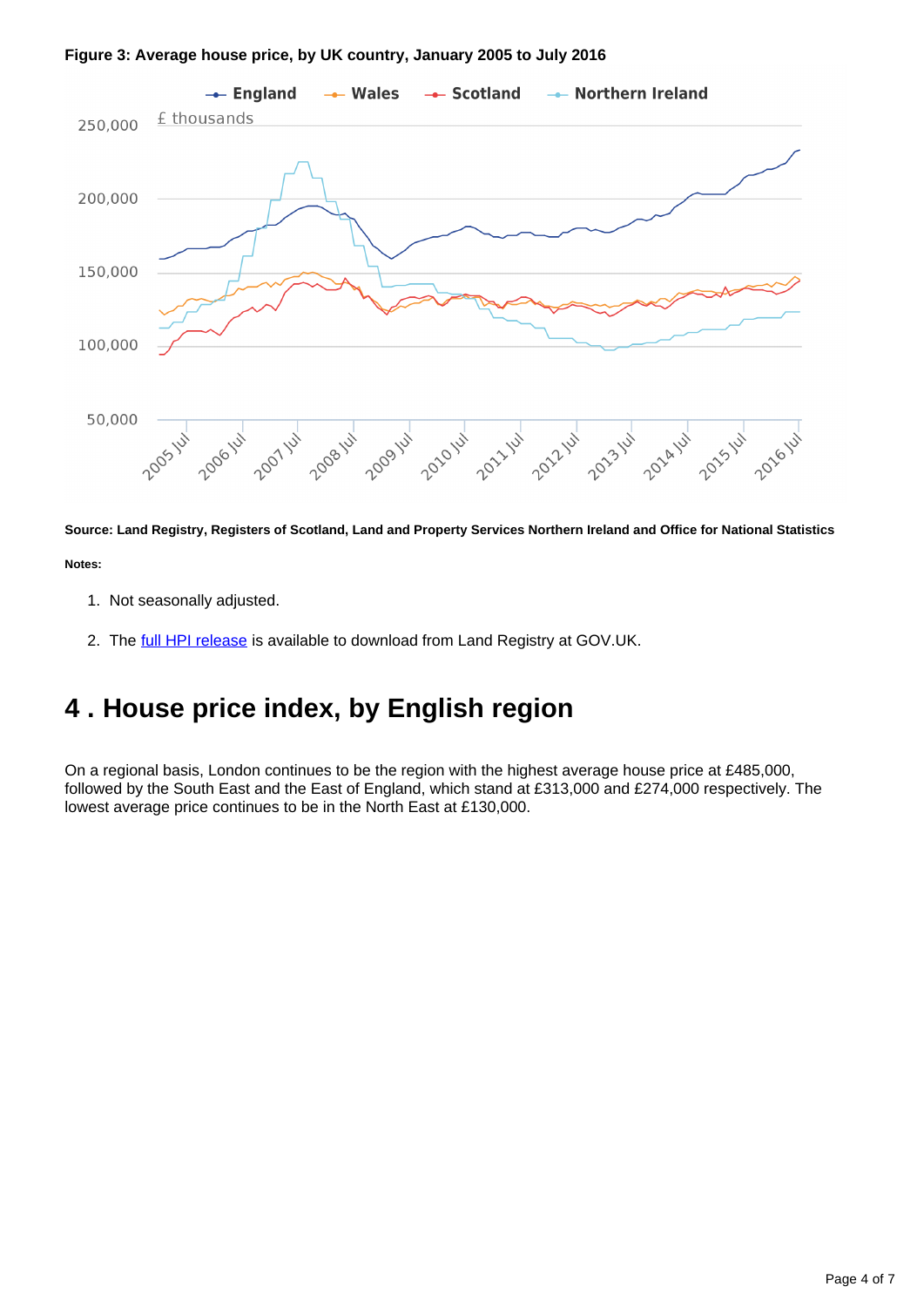**Figure 3: Average house price, by UK country, January 2005 to July 2016**

**Source: Land Registry, Registers of Scotland, Land and Property Services Northern Ireland and Office for National Statistics**

**Notes:**

1. Not seasonally adjusted.
2. The full HPI release is available to download from Land Registry at GOV.UK.

# 4 . House price index, by English region

On a regional basis, London continues to be the region with the highest average house price at £485,000, followed by the South East and the East of England, which stand at £313,000 and £274,000 respectively. The lowest average price continues to be in the North East at £130,000.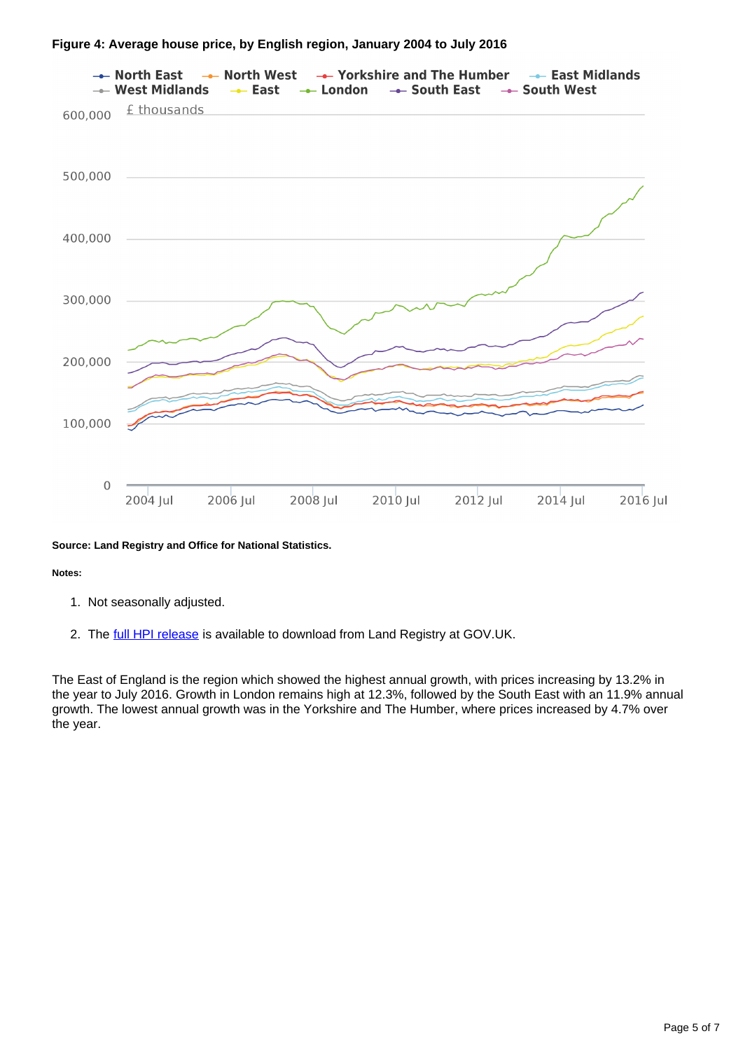**Figure 4: Average house price, by English region, January 2004 to July 2016**

**Source: Land Registry and Office for National Statistics.**

**Notes:**

1. Not seasonally adjusted.
2. The full HPI release is available to download from Land Registry at GOV.UK.

The East of England is the region which showed the highest annual growth, with prices increasing by 13.2% in the year to July 2016. Growth in London remains high at 12.3%, followed by the South East with an 11.9% annual growth. The lowest annual growth was in the Yorkshire and The Humber, where prices increased by 4.7% over the year.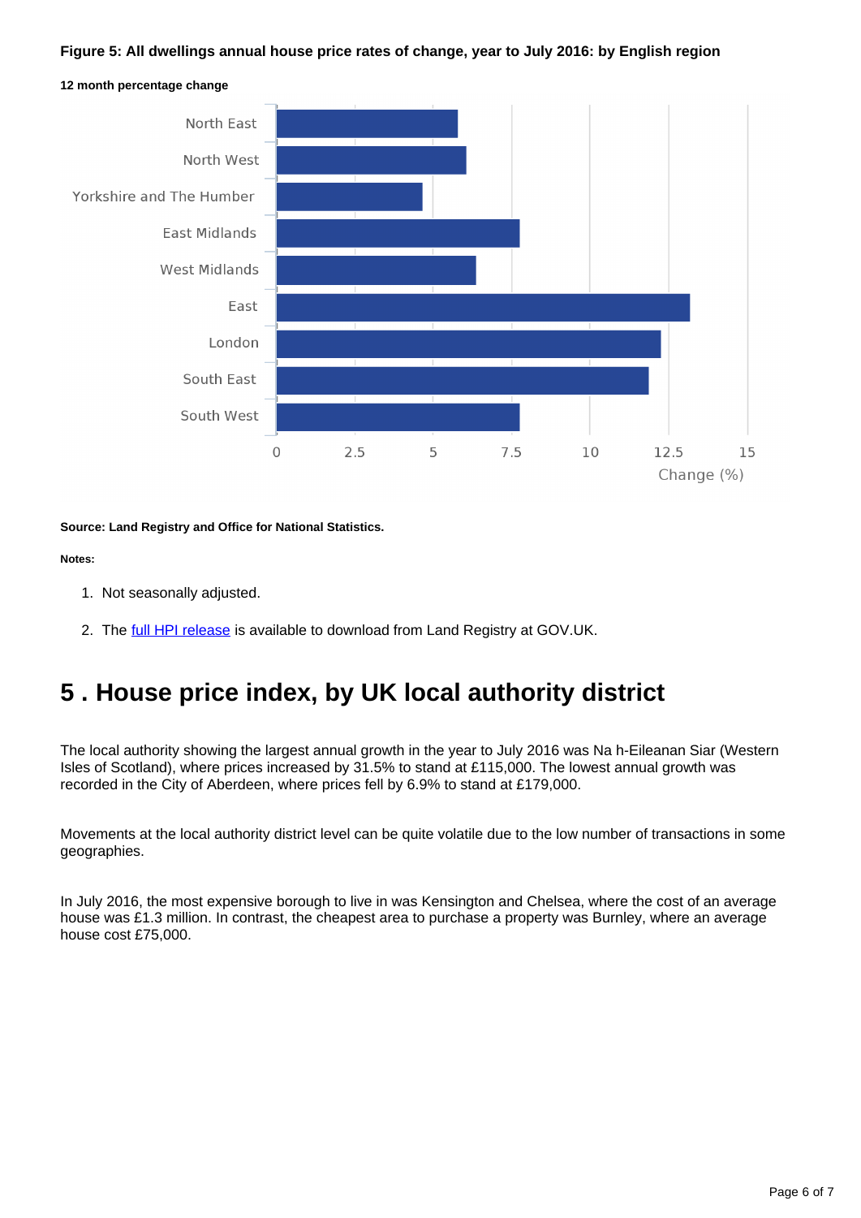**Figure 5: All dwellings annual house price rates of change, year to July 2016: by English region**

**12 month percentage change**

| Region | Change (%) |
|---|---|
| North East | 5.8 |
| North West | 6.1 |
| Yorkshire and The Humber | 4.7 |
| East Midlands | 7.8 |
| West Midlands | 6.4 |
| East | 13.2 |
| London | 12.3 |
| South East | 11.9 |
| South West | 7.8 |

**Source: Land Registry and Office for National Statistics.**

**Notes:**

1. Not seasonally adjusted.
2. The full HPI release is available to download from Land Registry at GOV.UK.

# 5 . House price index, by UK local authority district

The local authority showing the largest annual growth in the year to July 2016 was Na h-Eileanan Siar (Western Isles of Scotland), where prices increased by 31.5% to stand at £115,000. The lowest annual growth was recorded in the City of Aberdeen, where prices fell by 6.9% to stand at £179,000.

Movements at the local authority district level can be quite volatile due to the low number of transactions in some geographies.

In July 2016, the most expensive borough to live in was Kensington and Chelsea, where the cost of an average house was £1.3 million. In contrast, the cheapest area to purchase a property was Burnley, where an average house cost £75,000.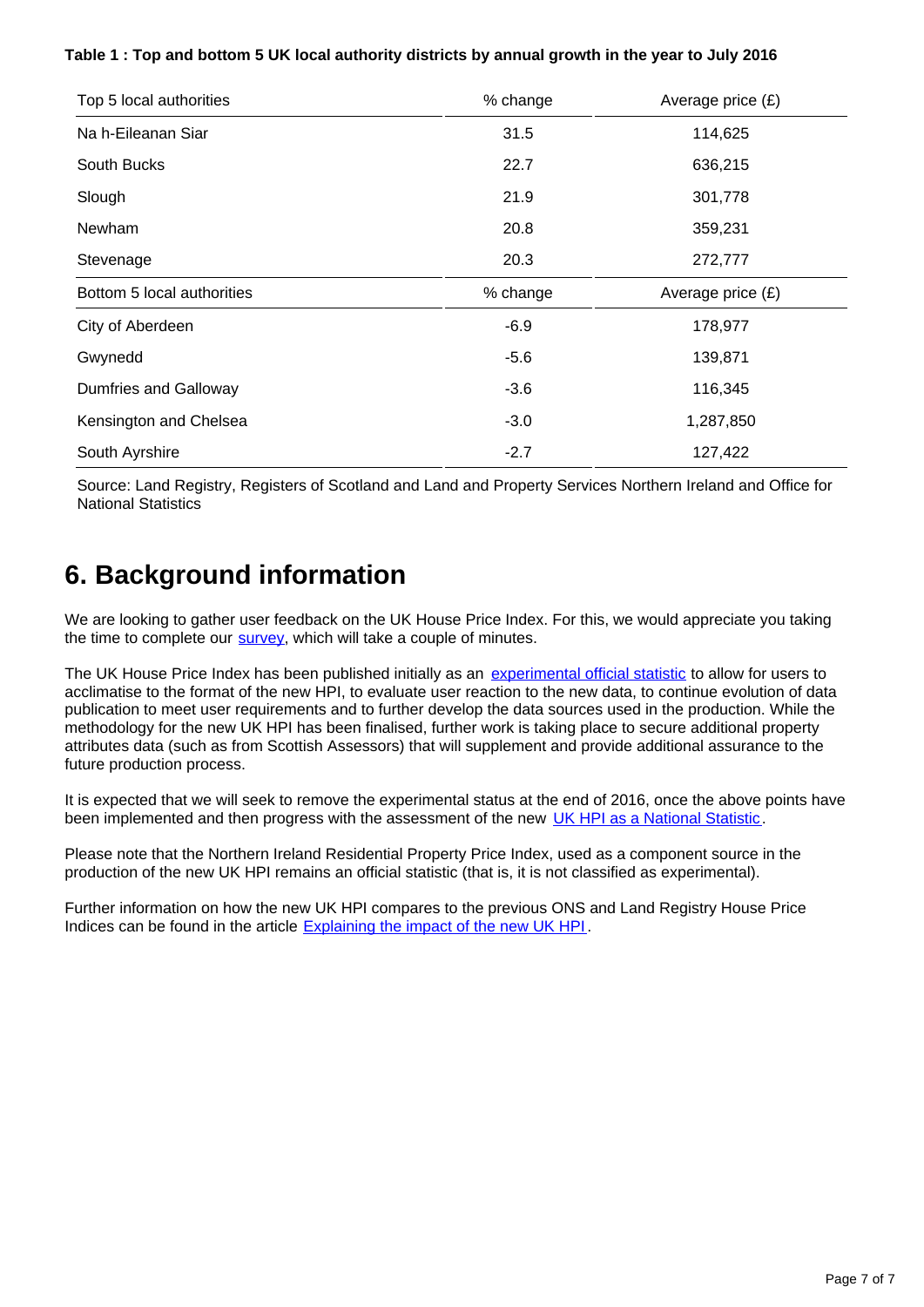**Table 1 : Top and bottom 5 UK local authority districts by annual growth in the year to July 2016**

| Top 5 local authorities | % change | Average price (£) |
|---|---|---|
| Na h-Eileanan Siar | 31.5 | 114,625 |
| South Bucks | 22.7 | 636,215 |
| Slough | 21.9 | 301,778 |
| Newham | 20.8 | 359,231 |
| Stevenage | 20.3 | 272,777 |
| **Bottom 5 local authorities** | **% change** | **Average price (£)** |
| City of Aberdeen | -6.9 | 178,977 |
| Gwynedd | -5.6 | 139,871 |
| Dumfries and Galloway | -3.6 | 116,345 |
| Kensington and Chelsea | -3.0 | 1,287,850 |
| South Ayrshire | -2.7 | 127,422 |

Source: Land Registry, Registers of Scotland and Land and Property Services Northern Ireland and Office for National Statistics

## 6. Background information

We are looking to gather user feedback on the UK House Price Index. For this, we would appreciate you taking the time to complete our survey, which will take a couple of minutes.

The UK House Price Index has been published initially as an experimental official statistic to allow for users to acclimatise to the format of the new HPI, to evaluate user reaction to the new data, to continue evolution of data publication to meet user requirements and to further develop the data sources used in the production. While the methodology for the new UK HPI has been finalised, further work is taking place to secure additional property attributes data (such as from Scottish Assessors) that will supplement and provide additional assurance to the future production process.

It is expected that we will seek to remove the experimental status at the end of 2016, once the above points have been implemented and then progress with the assessment of the new UK HPI as a National Statistic.

Please note that the Northern Ireland Residential Property Price Index, used as a component source in the production of the new UK HPI remains an official statistic (that is, it is not classified as experimental).

Further information on how the new UK HPI compares to the previous ONS and Land Registry House Price Indices can be found in the article Explaining the impact of the new UK HPI.